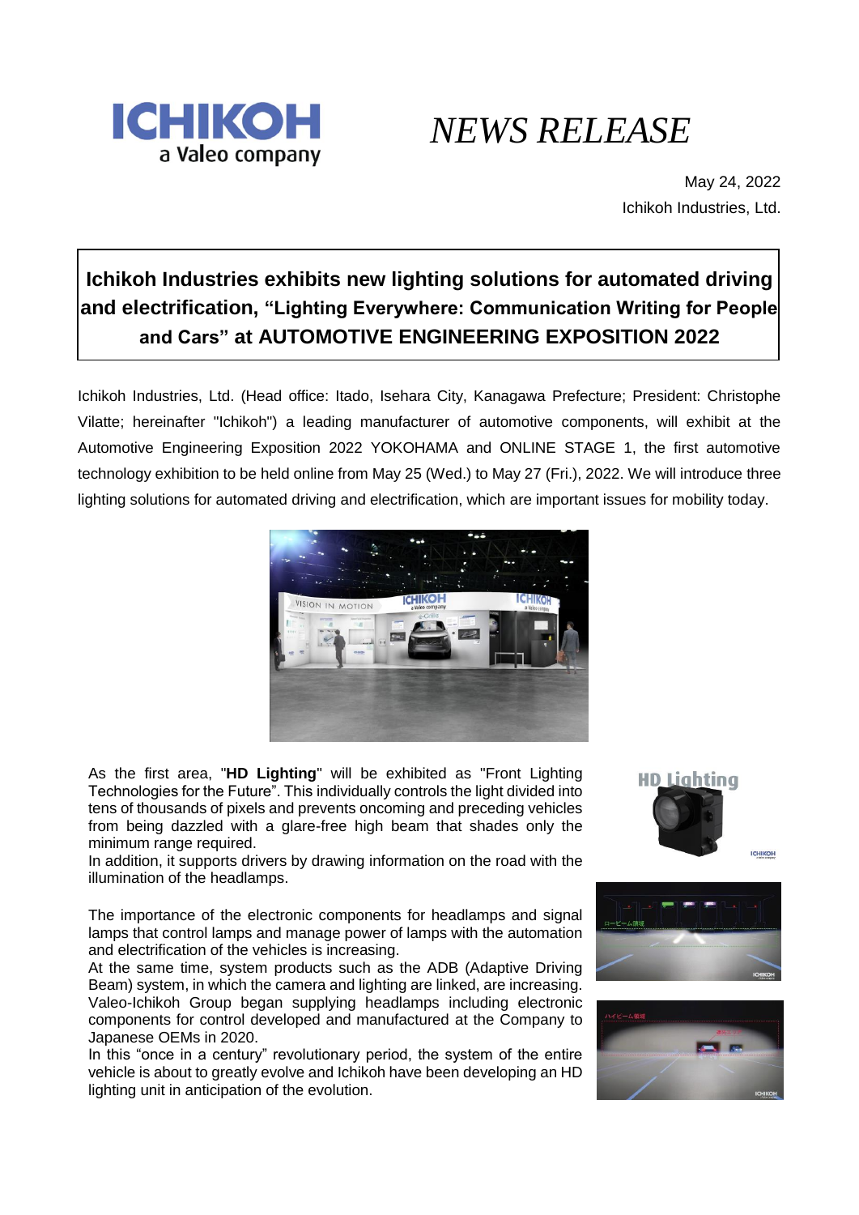ICHIKOH a Valeo company

*NEWS RELEASE*

May 24, 2022
Ichikoh Industries, Ltd.

# Ichikoh Industries exhibits new lighting solutions for automated driving and electrification, "Lighting Everywhere: Communication Writing for People and Cars" at AUTOMOTIVE ENGINEERING EXPOSITION 2022

Ichikoh Industries, Ltd. (Head office: Itado, Isehara City, Kanagawa Prefecture; President: Christophe Vilatte; hereinafter "Ichikoh") a leading manufacturer of automotive components, will exhibit at the Automotive Engineering Exposition 2022 YOKOHAMA and ONLINE STAGE 1, the first automotive technology exhibition to be held online from May 25 (Wed.) to May 27 (Fri.), 2022. We will introduce three lighting solutions for automated driving and electrification, which are important issues for mobility today.

As the first area, "**HD Lighting**" will be exhibited as "Front Lighting Technologies for the Future". This individually controls the light divided into tens of thousands of pixels and prevents oncoming and preceding vehicles from being dazzled with a glare-free high beam that shades only the minimum range required.
In addition, it supports drivers by drawing information on the road with the illumination of the headlamps.

The importance of the electronic components for headlamps and signal lamps that control lamps and manage power of lamps with the automation and electrification of the vehicles is increasing.
At the same time, system products such as the ADB (Adaptive Driving Beam) system, in which the camera and lighting are linked, are increasing. Valeo-Ichikoh Group began supplying headlamps including electronic components for control developed and manufactured at the Company to Japanese OEMs in 2020.
In this "once in a century" revolutionary period, the system of the entire vehicle is about to greatly evolve and Ichikoh have been developing an HD lighting unit in anticipation of the evolution.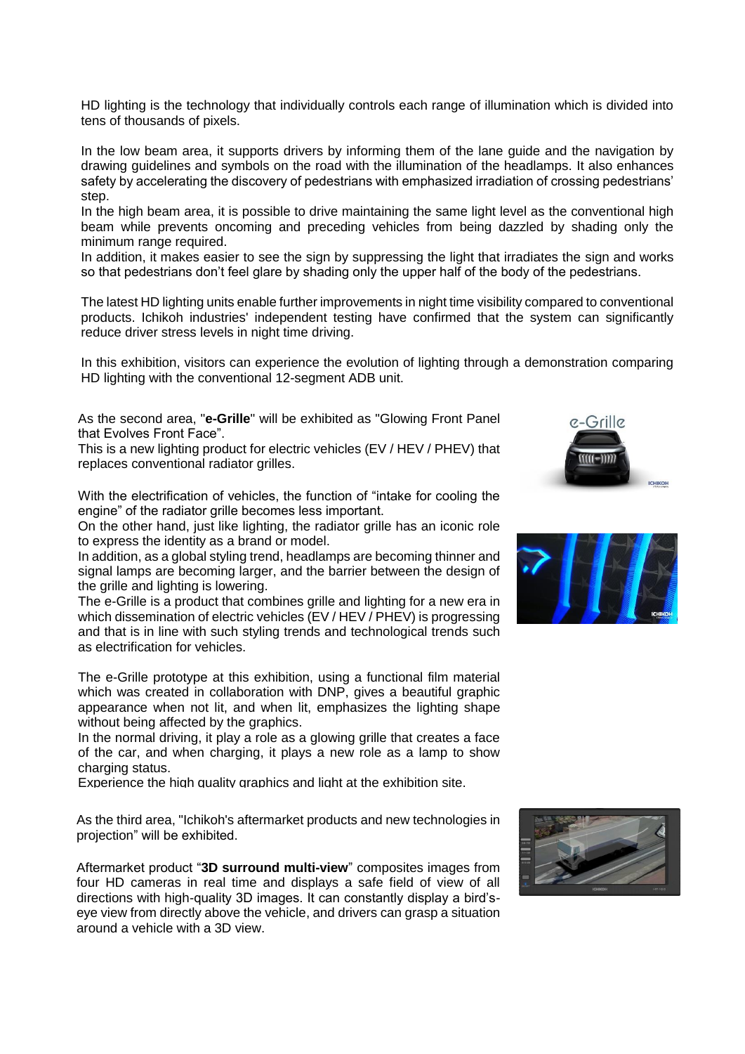HD lighting is the technology that individually controls each range of illumination which is divided into tens of thousands of pixels.

In the low beam area, it supports drivers by informing them of the lane guide and the navigation by drawing guidelines and symbols on the road with the illumination of the headlamps. It also enhances safety by accelerating the discovery of pedestrians with emphasized irradiation of crossing pedestrians' step.

In the high beam area, it is possible to drive maintaining the same light level as the conventional high beam while prevents oncoming and preceding vehicles from being dazzled by shading only the minimum range required.

In addition, it makes easier to see the sign by suppressing the light that irradiates the sign and works so that pedestrians don't feel glare by shading only the upper half of the body of the pedestrians.

The latest HD lighting units enable further improvements in night time visibility compared to conventional products. Ichikoh industries' independent testing have confirmed that the system can significantly reduce driver stress levels in night time driving.

In this exhibition, visitors can experience the evolution of lighting through a demonstration comparing HD lighting with the conventional 12-segment ADB unit.

As the second area, "**e-Grille**" will be exhibited as "Glowing Front Panel that Evolves Front Face".

This is a new lighting product for electric vehicles (EV / HEV / PHEV) that replaces conventional radiator grilles.

With the electrification of vehicles, the function of "intake for cooling the engine" of the radiator grille becomes less important.

On the other hand, just like lighting, the radiator grille has an iconic role to express the identity as a brand or model.

In addition, as a global styling trend, headlamps are becoming thinner and signal lamps are becoming larger, and the barrier between the design of the grille and lighting is lowering.

The e-Grille is a product that combines grille and lighting for a new era in which dissemination of electric vehicles (EV / HEV / PHEV) is progressing and that is in line with such styling trends and technological trends such as electrification for vehicles.

The e-Grille prototype at this exhibition, using a functional film material which was created in collaboration with DNP, gives a beautiful graphic appearance when not lit, and when lit, emphasizes the lighting shape without being affected by the graphics.

In the normal driving, it play a role as a glowing grille that creates a face of the car, and when charging, it plays a new role as a lamp to show charging status.

Experience the high quality graphics and light at the exhibition site.

As the third area, "Ichikoh's aftermarket products and new technologies in projection" will be exhibited.

Aftermarket product "**3D surround multi-view**" composites images from four HD cameras in real time and displays a safe field of view of all directions with high-quality 3D images. It can constantly display a bird's-eye view from directly above the vehicle, and drivers can grasp a situation around a vehicle with a 3D view.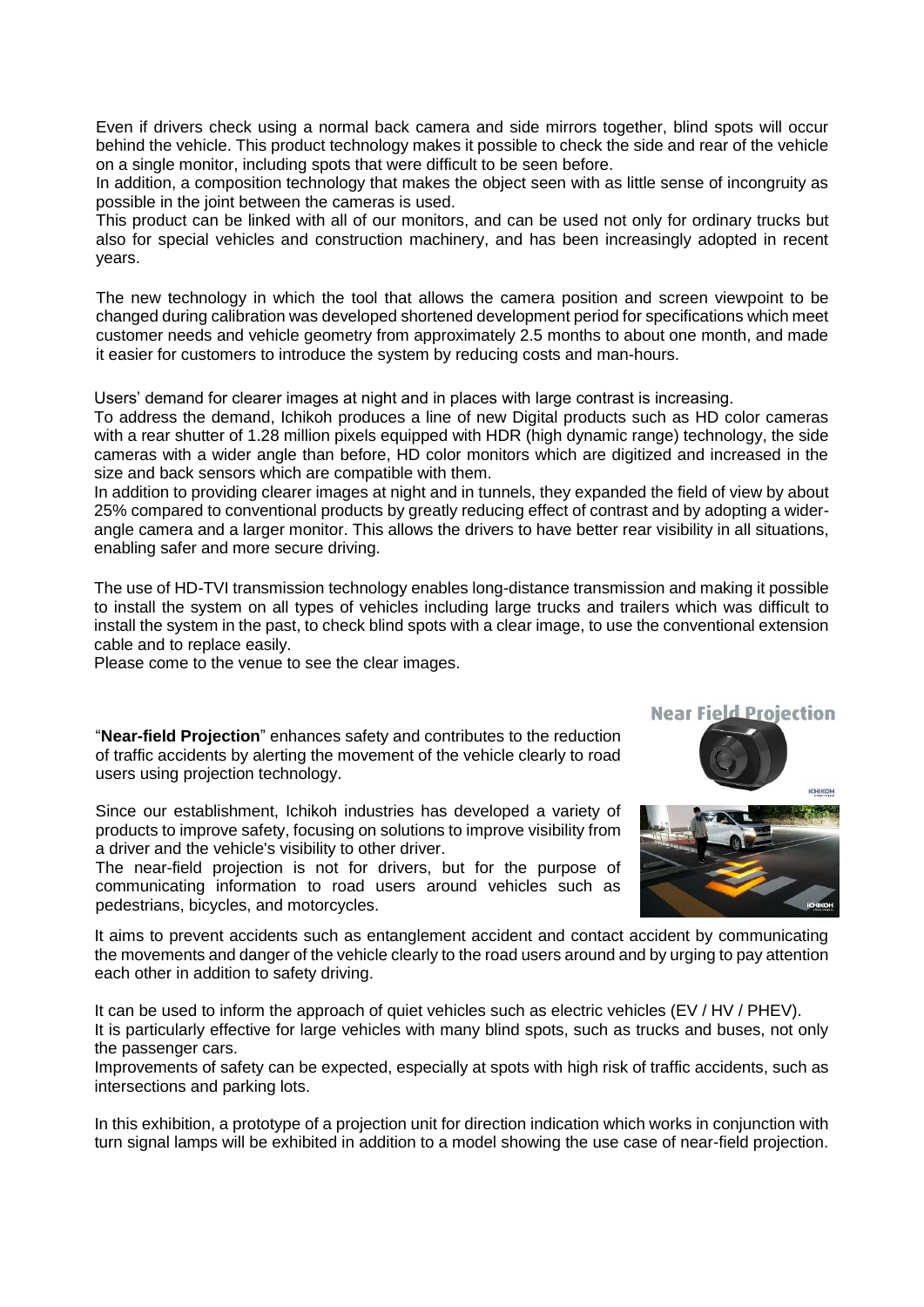Even if drivers check using a normal back camera and side mirrors together, blind spots will occur behind the vehicle. This product technology makes it possible to check the side and rear of the vehicle on a single monitor, including spots that were difficult to be seen before.
In addition, a composition technology that makes the object seen with as little sense of incongruity as possible in the joint between the cameras is used.
This product can be linked with all of our monitors, and can be used not only for ordinary trucks but also for special vehicles and construction machinery, and has been increasingly adopted in recent years.

The new technology in which the tool that allows the camera position and screen viewpoint to be changed during calibration was developed shortened development period for specifications which meet customer needs and vehicle geometry from approximately 2.5 months to about one month, and made it easier for customers to introduce the system by reducing costs and man-hours.

Users' demand for clearer images at night and in places with large contrast is increasing.
To address the demand, Ichikoh produces a line of new Digital products such as HD color cameras with a rear shutter of 1.28 million pixels equipped with HDR (high dynamic range) technology, the side cameras with a wider angle than before, HD color monitors which are digitized and increased in the size and back sensors which are compatible with them.
In addition to providing clearer images at night and in tunnels, they expanded the field of view by about 25% compared to conventional products by greatly reducing effect of contrast and by adopting a wider-angle camera and a larger monitor. This allows the drivers to have better rear visibility in all situations, enabling safer and more secure driving.

The use of HD-TVI transmission technology enables long-distance transmission and making it possible to install the system on all types of vehicles including large trucks and trailers which was difficult to install the system in the past, to check blind spots with a clear image, to use the conventional extension cable and to replace easily.
Please come to the venue to see the clear images.

Near Field Projection

"**Near-field Projection**" enhances safety and contributes to the reduction of traffic accidents by alerting the movement of the vehicle clearly to road users using projection technology.

Since our establishment, Ichikoh industries has developed a variety of products to improve safety, focusing on solutions to improve visibility from a driver and the vehicle's visibility to other driver.
The near-field projection is not for drivers, but for the purpose of communicating information to road users around vehicles such as pedestrians, bicycles, and motorcycles.

It aims to prevent accidents such as entanglement accident and contact accident by communicating the movements and danger of the vehicle clearly to the road users around and by urging to pay attention each other in addition to safety driving.

It can be used to inform the approach of quiet vehicles such as electric vehicles (EV / HV / PHEV).
It is particularly effective for large vehicles with many blind spots, such as trucks and buses, not only the passenger cars.
Improvements of safety can be expected, especially at spots with high risk of traffic accidents, such as intersections and parking lots.

In this exhibition, a prototype of a projection unit for direction indication which works in conjunction with turn signal lamps will be exhibited in addition to a model showing the use case of near-field projection.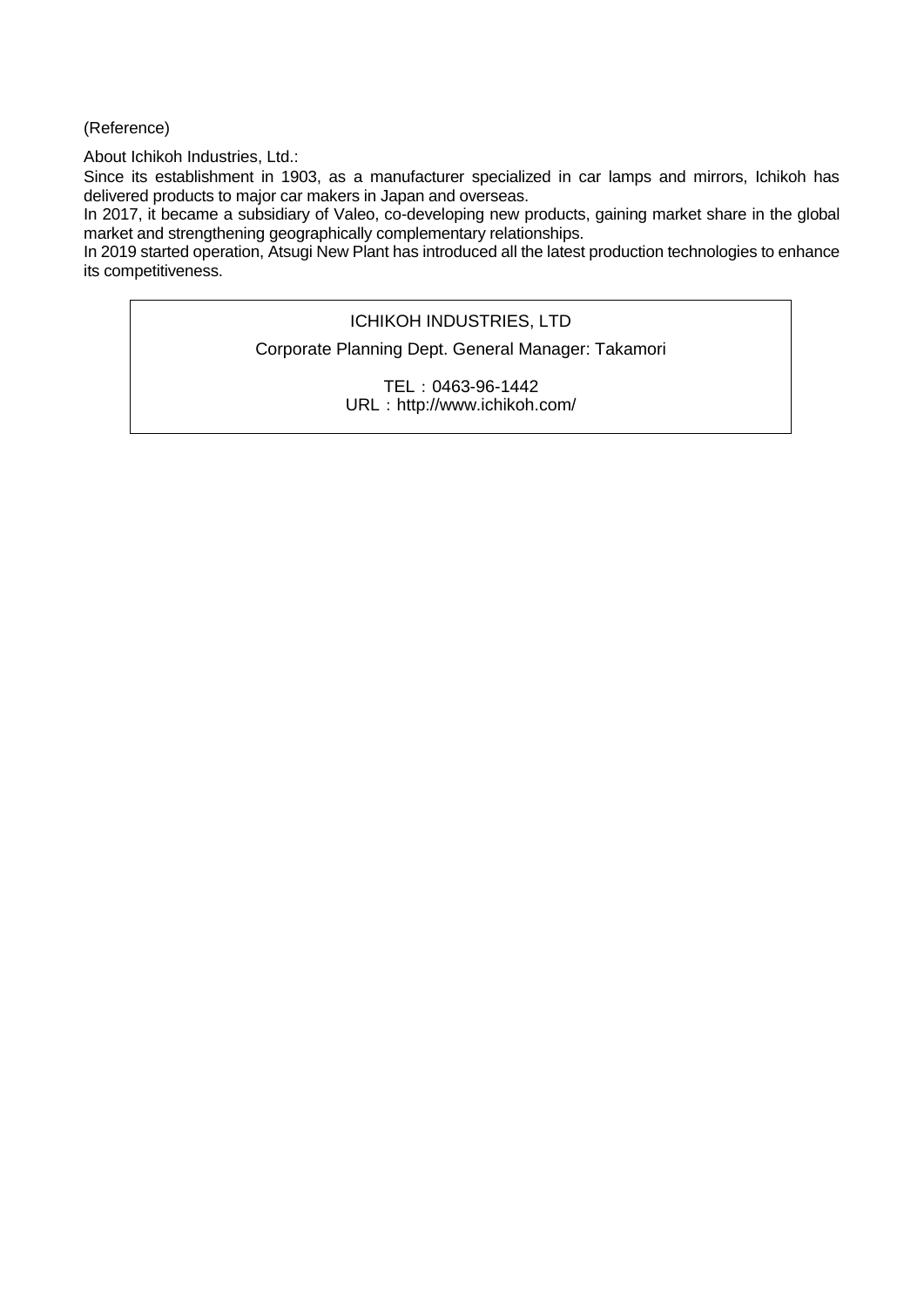(Reference)

About Ichikoh Industries, Ltd.:

Since its establishment in 1903, as a manufacturer specialized in car lamps and mirrors, Ichikoh has delivered products to major car makers in Japan and overseas.
In 2017, it became a subsidiary of Valeo, co-developing new products, gaining market share in the global market and strengthening geographically complementary relationships.
In 2019 started operation, Atsugi New Plant has introduced all the latest production technologies to enhance its competitiveness.

ICHIKOH INDUSTRIES, LTD

Corporate Planning Dept. General Manager: Takamori

TEL：0463-96-1442
URL：http://www.ichikoh.com/